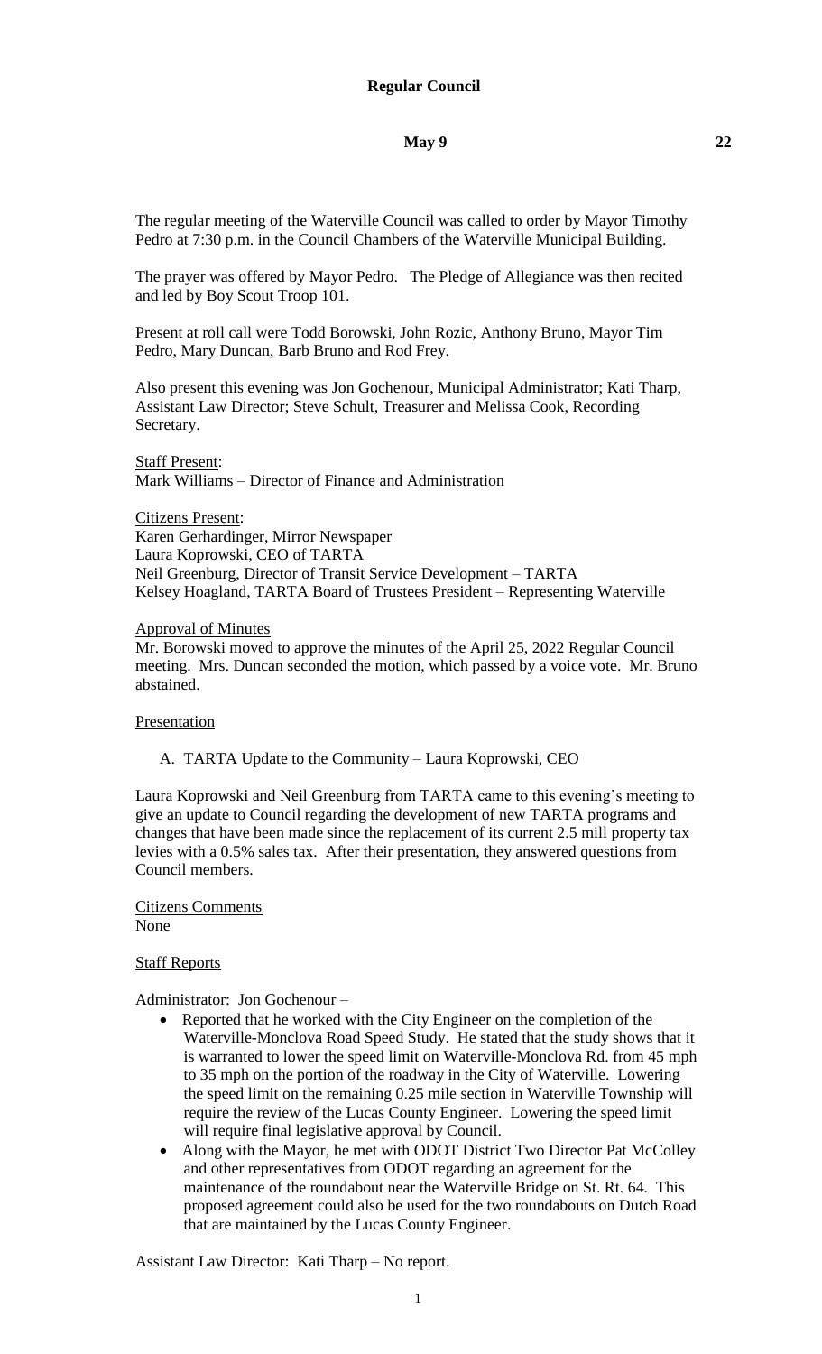**Regular Council**

**May 9 22**

The regular meeting of the Waterville Council was called to order by Mayor Timothy Pedro at 7:30 p.m. in the Council Chambers of the Waterville Municipal Building.

The prayer was offered by Mayor Pedro. The Pledge of Allegiance was then recited and led by Boy Scout Troop 101.

Present at roll call were Todd Borowski, John Rozic, Anthony Bruno, Mayor Tim Pedro, Mary Duncan, Barb Bruno and Rod Frey.

Also present this evening was Jon Gochenour, Municipal Administrator; Kati Tharp, Assistant Law Director; Steve Schult, Treasurer and Melissa Cook, Recording Secretary.

Staff Present:
Mark Williams – Director of Finance and Administration

Citizens Present:
Karen Gerhardinger, Mirror Newspaper
Laura Koprowski, CEO of TARTA
Neil Greenburg, Director of Transit Service Development – TARTA
Kelsey Hoagland, TARTA Board of Trustees President – Representing Waterville

Approval of Minutes
Mr. Borowski moved to approve the minutes of the April 25, 2022 Regular Council meeting. Mrs. Duncan seconded the motion, which passed by a voice vote. Mr. Bruno abstained.

Presentation

A. TARTA Update to the Community – Laura Koprowski, CEO

Laura Koprowski and Neil Greenburg from TARTA came to this evening's meeting to give an update to Council regarding the development of new TARTA programs and changes that have been made since the replacement of its current 2.5 mill property tax levies with a 0.5% sales tax. After their presentation, they answered questions from Council members.

Citizens Comments
None

Staff Reports

Administrator: Jon Gochenour –

- Reported that he worked with the City Engineer on the completion of the Waterville-Monclova Road Speed Study. He stated that the study shows that it is warranted to lower the speed limit on Waterville-Monclova Rd. from 45 mph to 35 mph on the portion of the roadway in the City of Waterville. Lowering the speed limit on the remaining 0.25 mile section in Waterville Township will require the review of the Lucas County Engineer. Lowering the speed limit will require final legislative approval by Council.
- Along with the Mayor, he met with ODOT District Two Director Pat McColley and other representatives from ODOT regarding an agreement for the maintenance of the roundabout near the Waterville Bridge on St. Rt. 64. This proposed agreement could also be used for the two roundabouts on Dutch Road that are maintained by the Lucas County Engineer.

Assistant Law Director: Kati Tharp – No report.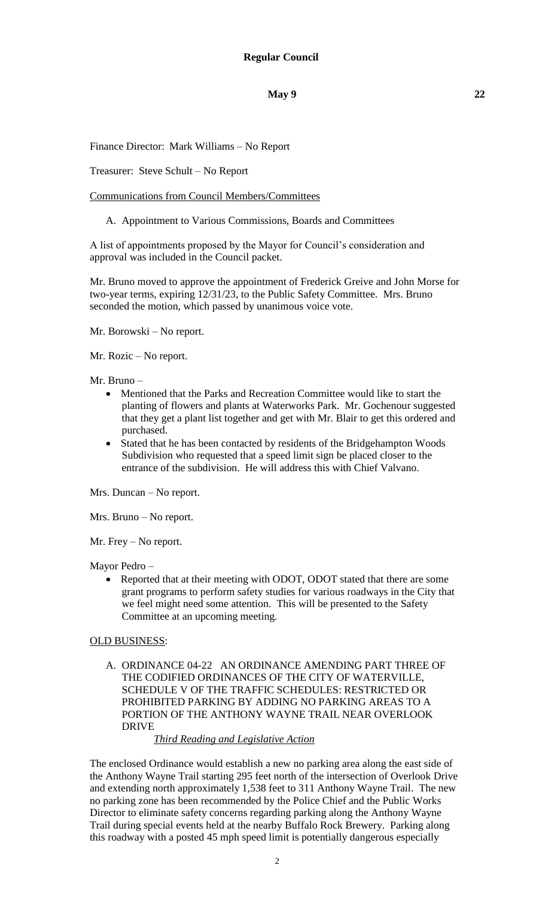Finance Director: Mark Williams – No Report

Treasurer: Steve Schult – No Report

Communications from Council Members/Committees

A. Appointment to Various Commissions, Boards and Committees

A list of appointments proposed by the Mayor for Council's consideration and approval was included in the Council packet.

Mr. Bruno moved to approve the appointment of Frederick Greive and John Morse for two-year terms, expiring 12/31/23, to the Public Safety Committee. Mrs. Bruno seconded the motion, which passed by unanimous voice vote.

Mr. Borowski – No report.

Mr. Rozic – No report.

Mr. Bruno –

- Mentioned that the Parks and Recreation Committee would like to start the planting of flowers and plants at Waterworks Park. Mr. Gochenour suggested that they get a plant list together and get with Mr. Blair to get this ordered and purchased.
- Stated that he has been contacted by residents of the Bridgehampton Woods Subdivision who requested that a speed limit sign be placed closer to the entrance of the subdivision. He will address this with Chief Valvano.

Mrs. Duncan – No report.

Mrs. Bruno – No report.

Mr. Frey – No report.

Mayor Pedro –

- Reported that at their meeting with ODOT, ODOT stated that there are some grant programs to perform safety studies for various roadways in the City that we feel might need some attention. This will be presented to the Safety Committee at an upcoming meeting.

OLD BUSINESS:

A. ORDINANCE 04-22 AN ORDINANCE AMENDING PART THREE OF THE CODIFIED ORDINANCES OF THE CITY OF WATERVILLE, SCHEDULE V OF THE TRAFFIC SCHEDULES: RESTRICTED OR PROHIBITED PARKING BY ADDING NO PARKING AREAS TO A PORTION OF THE ANTHONY WAYNE TRAIL NEAR OVERLOOK DRIVE

*Third Reading and Legislative Action*

The enclosed Ordinance would establish a new no parking area along the east side of the Anthony Wayne Trail starting 295 feet north of the intersection of Overlook Drive and extending north approximately 1,538 feet to 311 Anthony Wayne Trail. The new no parking zone has been recommended by the Police Chief and the Public Works Director to eliminate safety concerns regarding parking along the Anthony Wayne Trail during special events held at the nearby Buffalo Rock Brewery. Parking along this roadway with a posted 45 mph speed limit is potentially dangerous especially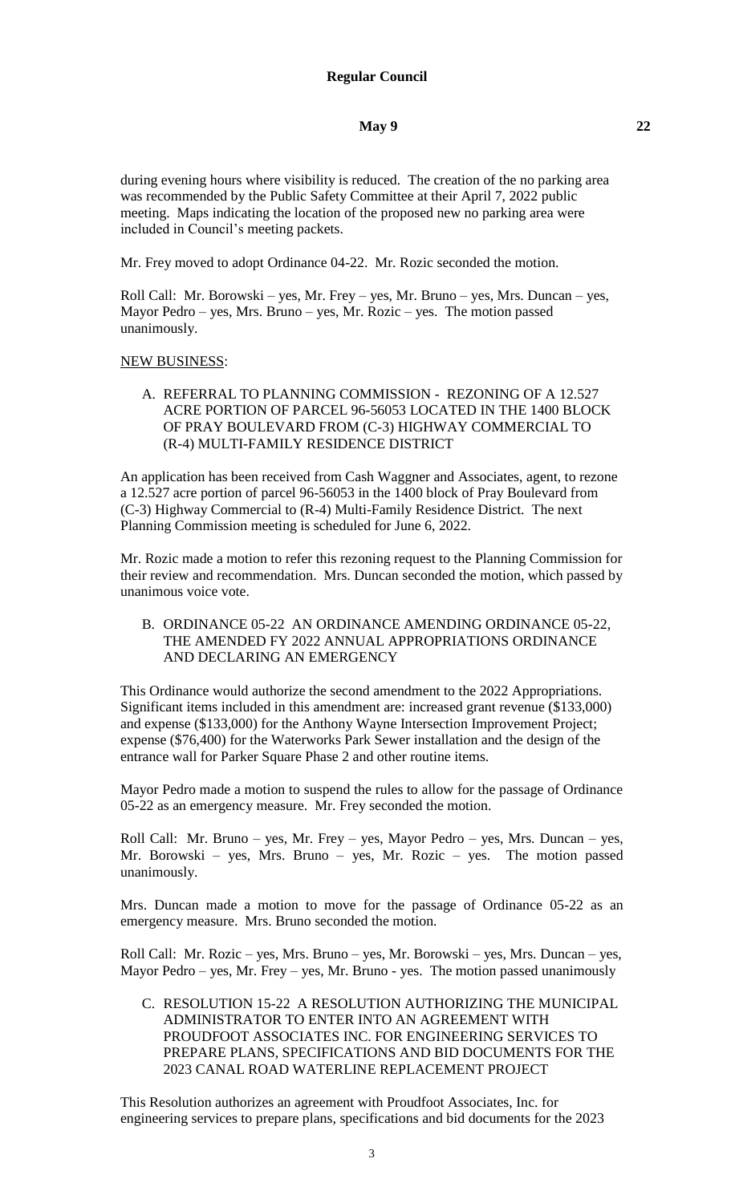during evening hours where visibility is reduced. The creation of the no parking area was recommended by the Public Safety Committee at their April 7, 2022 public meeting. Maps indicating the location of the proposed new no parking area were included in Council's meeting packets.

Mr. Frey moved to adopt Ordinance 04-22. Mr. Rozic seconded the motion.

Roll Call: Mr. Borowski – yes, Mr. Frey – yes, Mr. Bruno – yes, Mrs. Duncan – yes, Mayor Pedro – yes, Mrs. Bruno – yes, Mr. Rozic – yes. The motion passed unanimously.

NEW BUSINESS:

A. REFERRAL TO PLANNING COMMISSION - REZONING OF A 12.527 ACRE PORTION OF PARCEL 96-56053 LOCATED IN THE 1400 BLOCK OF PRAY BOULEVARD FROM (C-3) HIGHWAY COMMERCIAL TO (R-4) MULTI-FAMILY RESIDENCE DISTRICT

An application has been received from Cash Waggner and Associates, agent, to rezone a 12.527 acre portion of parcel 96-56053 in the 1400 block of Pray Boulevard from (C-3) Highway Commercial to (R-4) Multi-Family Residence District. The next Planning Commission meeting is scheduled for June 6, 2022.

Mr. Rozic made a motion to refer this rezoning request to the Planning Commission for their review and recommendation. Mrs. Duncan seconded the motion, which passed by unanimous voice vote.

B. ORDINANCE 05-22 AN ORDINANCE AMENDING ORDINANCE 05-22, THE AMENDED FY 2022 ANNUAL APPROPRIATIONS ORDINANCE AND DECLARING AN EMERGENCY

This Ordinance would authorize the second amendment to the 2022 Appropriations. Significant items included in this amendment are: increased grant revenue ($133,000) and expense ($133,000) for the Anthony Wayne Intersection Improvement Project; expense ($76,400) for the Waterworks Park Sewer installation and the design of the entrance wall for Parker Square Phase 2 and other routine items.

Mayor Pedro made a motion to suspend the rules to allow for the passage of Ordinance 05-22 as an emergency measure. Mr. Frey seconded the motion.

Roll Call: Mr. Bruno – yes, Mr. Frey – yes, Mayor Pedro – yes, Mrs. Duncan – yes, Mr. Borowski – yes, Mrs. Bruno – yes, Mr. Rozic – yes. The motion passed unanimously.

Mrs. Duncan made a motion to move for the passage of Ordinance 05-22 as an emergency measure. Mrs. Bruno seconded the motion.

Roll Call: Mr. Rozic – yes, Mrs. Bruno – yes, Mr. Borowski – yes, Mrs. Duncan – yes, Mayor Pedro – yes, Mr. Frey – yes, Mr. Bruno - yes. The motion passed unanimously

C. RESOLUTION 15-22 A RESOLUTION AUTHORIZING THE MUNICIPAL ADMINISTRATOR TO ENTER INTO AN AGREEMENT WITH PROUDFOOT ASSOCIATES INC. FOR ENGINEERING SERVICES TO PREPARE PLANS, SPECIFICATIONS AND BID DOCUMENTS FOR THE 2023 CANAL ROAD WATERLINE REPLACEMENT PROJECT

This Resolution authorizes an agreement with Proudfoot Associates, Inc. for engineering services to prepare plans, specifications and bid documents for the 2023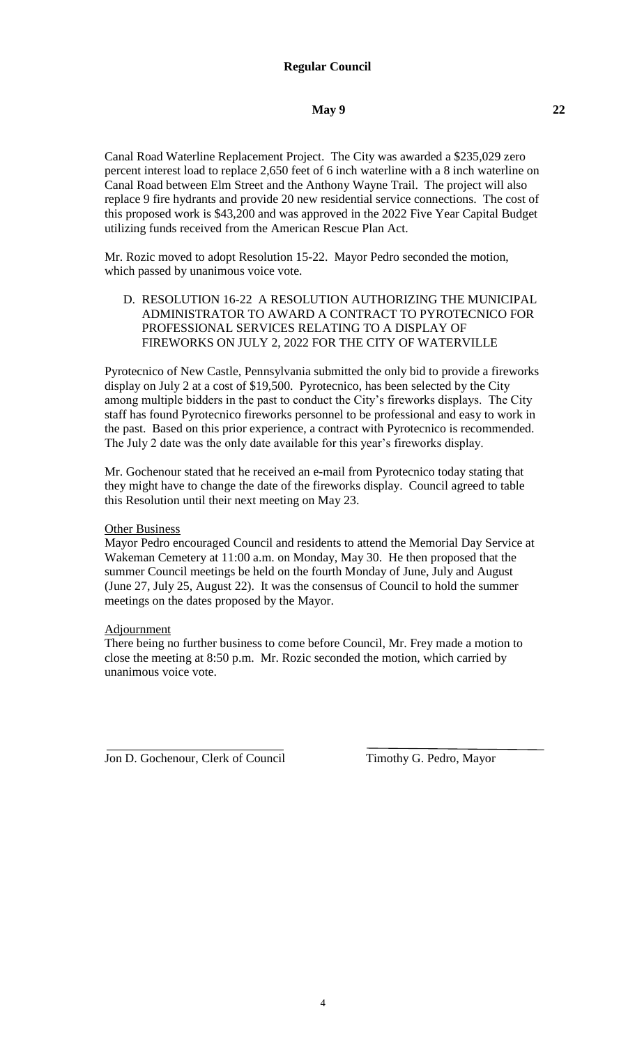Canal Road Waterline Replacement Project. The City was awarded a $235,029 zero percent interest load to replace 2,650 feet of 6 inch waterline with a 8 inch waterline on Canal Road between Elm Street and the Anthony Wayne Trail. The project will also replace 9 fire hydrants and provide 20 new residential service connections. The cost of this proposed work is $43,200 and was approved in the 2022 Five Year Capital Budget utilizing funds received from the American Rescue Plan Act.

Mr. Rozic moved to adopt Resolution 15-22. Mayor Pedro seconded the motion, which passed by unanimous voice vote.

D. RESOLUTION 16-22 A RESOLUTION AUTHORIZING THE MUNICIPAL ADMINISTRATOR TO AWARD A CONTRACT TO PYROTECNICO FOR PROFESSIONAL SERVICES RELATING TO A DISPLAY OF FIREWORKS ON JULY 2, 2022 FOR THE CITY OF WATERVILLE

Pyrotecnico of New Castle, Pennsylvania submitted the only bid to provide a fireworks display on July 2 at a cost of $19,500. Pyrotecnico, has been selected by the City among multiple bidders in the past to conduct the City's fireworks displays. The City staff has found Pyrotecnico fireworks personnel to be professional and easy to work in the past. Based on this prior experience, a contract with Pyrotecnico is recommended. The July 2 date was the only date available for this year's fireworks display.

Mr. Gochenour stated that he received an e-mail from Pyrotecnico today stating that they might have to change the date of the fireworks display. Council agreed to table this Resolution until their next meeting on May 23.

<u>Other Business</u>

Mayor Pedro encouraged Council and residents to attend the Memorial Day Service at Wakeman Cemetery at 11:00 a.m. on Monday, May 30. He then proposed that the summer Council meetings be held on the fourth Monday of June, July and August (June 27, July 25, August 22). It was the consensus of Council to hold the summer meetings on the dates proposed by the Mayor.

<u>Adjournment</u>

There being no further business to come before Council, Mr. Frey made a motion to close the meeting at 8:50 p.m. Mr. Rozic seconded the motion, which carried by unanimous voice vote.

Jon D. Gochenour, Clerk of Council

Timothy G. Pedro, Mayor